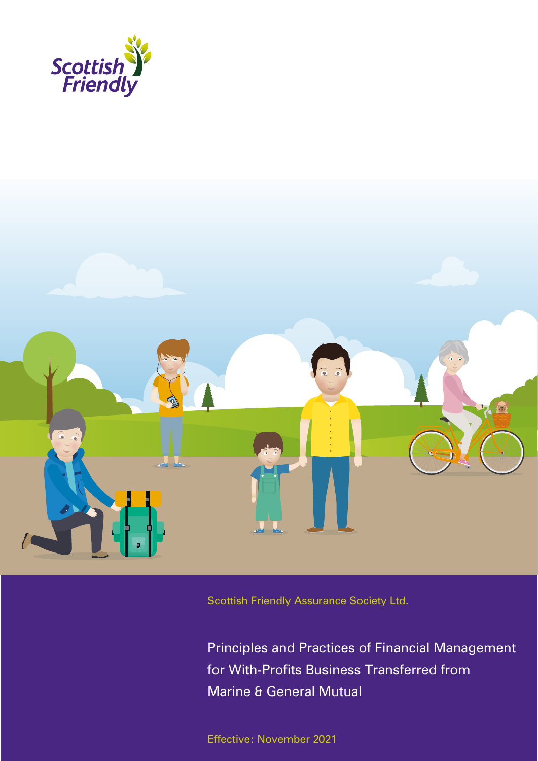Scottish Friendly

Scottish Friendly Assurance Society Ltd.

# Principles and Practices of Financial Management for With-Profits Business Transferred from Marine & General Mutual

Effective: November 2021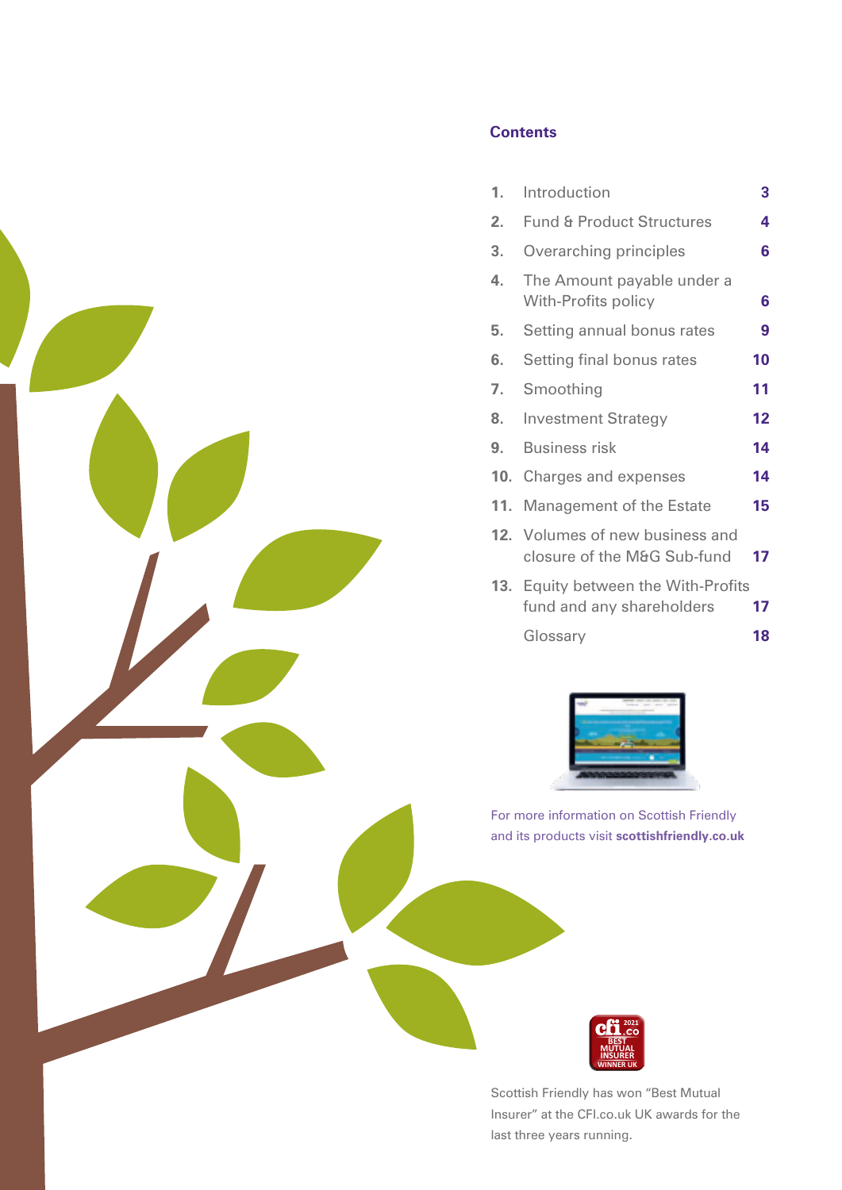## Contents

| | | |
|---|---|---|
| 1. | Introduction | 3 |
| 2. | Fund & Product Structures | 4 |
| 3. | Overarching principles | 6 |
| 4. | The Amount payable under a With-Profits policy | 6 |
| 5. | Setting annual bonus rates | 9 |
| 6. | Setting final bonus rates | 10 |
| 7. | Smoothing | 11 |
| 8. | Investment Strategy | 12 |
| 9. | Business risk | 14 |
| 10. | Charges and expenses | 14 |
| 11. | Management of the Estate | 15 |
| 12. | Volumes of new business and closure of the M&G Sub-fund | 17 |
| 13. | Equity between the With-Profits fund and any shareholders | 17 |
| | Glossary | 18 |

For more information on Scottish Friendly and its products visit **scottishfriendly.co.uk**

Scottish Friendly has won "Best Mutual Insurer" at the CFI.co.uk UK awards for the last three years running.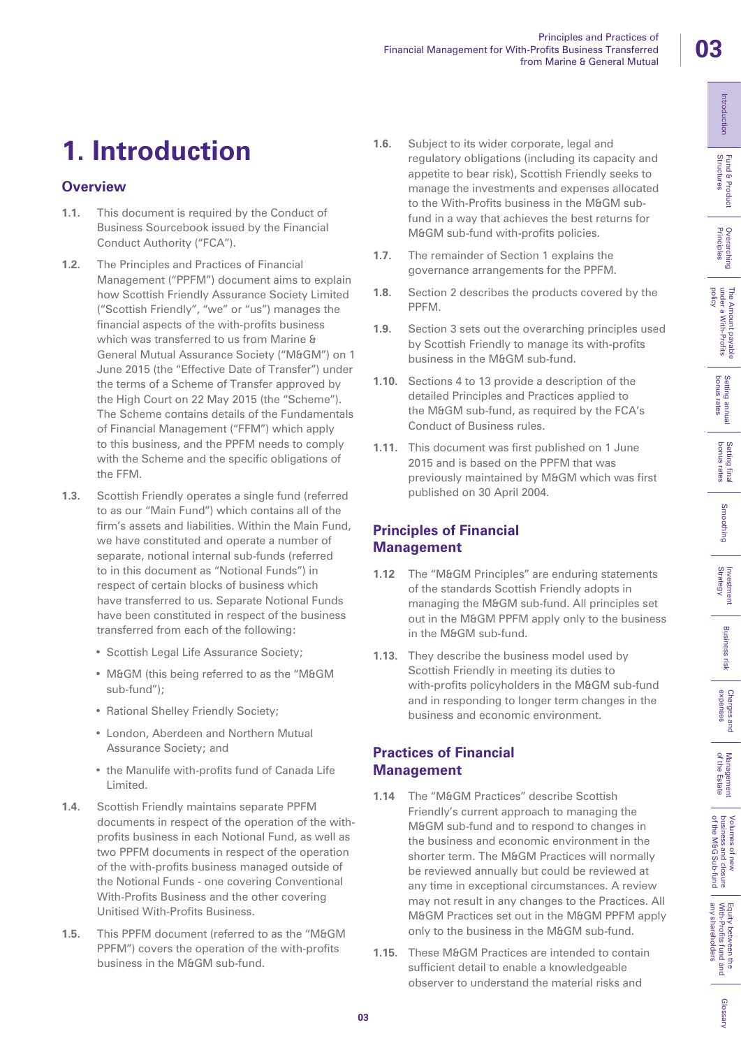# 1. Introduction

## Overview

**1.1.** This document is required by the Conduct of Business Sourcebook issued by the Financial Conduct Authority ("FCA").

**1.2.** The Principles and Practices of Financial Management ("PPFM") document aims to explain how Scottish Friendly Assurance Society Limited ("Scottish Friendly", "we" or "us") manages the financial aspects of the with-profits business which was transferred to us from Marine & General Mutual Assurance Society ("M&GM") on 1 June 2015 (the "Effective Date of Transfer") under the terms of a Scheme of Transfer approved by the High Court on 22 May 2015 (the "Scheme"). The Scheme contains details of the Fundamentals of Financial Management ("FFM") which apply to this business, and the PPFM needs to comply with the Scheme and the specific obligations of the FFM.

**1.3.** Scottish Friendly operates a single fund (referred to as our "Main Fund") which contains all of the firm's assets and liabilities. Within the Main Fund, we have constituted and operate a number of separate, notional internal sub-funds (referred to in this document as "Notional Funds") in respect of certain blocks of business which have transferred to us. Separate Notional Funds have been constituted in respect of the business transferred from each of the following:

- Scottish Legal Life Assurance Society;
- M&GM (this being referred to as the "M&GM sub-fund");
- Rational Shelley Friendly Society;
- London, Aberdeen and Northern Mutual Assurance Society; and
- the Manulife with-profits fund of Canada Life Limited.

**1.4.** Scottish Friendly maintains separate PPFM documents in respect of the operation of the with-profits business in each Notional Fund, as well as two PPFM documents in respect of the operation of the with-profits business managed outside of the Notional Funds - one covering Conventional With-Profits Business and the other covering Unitised With-Profits Business.

**1.5.** This PPFM document (referred to as the "M&GM PPFM") covers the operation of the with-profits business in the M&GM sub-fund.

**1.6.** Subject to its wider corporate, legal and regulatory obligations (including its capacity and appetite to bear risk), Scottish Friendly seeks to manage the investments and expenses allocated to the With-Profits business in the M&GM sub-fund in a way that achieves the best returns for M&GM sub-fund with-profits policies.

**1.7.** The remainder of Section 1 explains the governance arrangements for the PPFM.

**1.8.** Section 2 describes the products covered by the PPFM.

**1.9.** Section 3 sets out the overarching principles used by Scottish Friendly to manage its with-profits business in the M&GM sub-fund.

**1.10.** Sections 4 to 13 provide a description of the detailed Principles and Practices applied to the M&GM sub-fund, as required by the FCA's Conduct of Business rules.

**1.11.** This document was first published on 1 June 2015 and is based on the PPFM that was previously maintained by M&GM which was first published on 30 April 2004.

## Principles of Financial Management

**1.12** The "M&GM Principles" are enduring statements of the standards Scottish Friendly adopts in managing the M&GM sub-fund. All principles set out in the M&GM PPFM apply only to the business in the M&GM sub-fund.

**1.13.** They describe the business model used by Scottish Friendly in meeting its duties to with-profits policyholders in the M&GM sub-fund and in responding to longer term changes in the business and economic environment.

## Practices of Financial Management

**1.14** The "M&GM Practices" describe Scottish Friendly's current approach to managing the M&GM sub-fund and to respond to changes in the business and economic environment in the shorter term. The M&GM Practices will normally be reviewed annually but could be reviewed at any time in exceptional circumstances. A review may not result in any changes to the Practices. All M&GM Practices set out in the M&GM PPFM apply only to the business in the M&GM sub-fund.

**1.15.** These M&GM Practices are intended to contain sufficient detail to enable a knowledgeable observer to understand the material risks and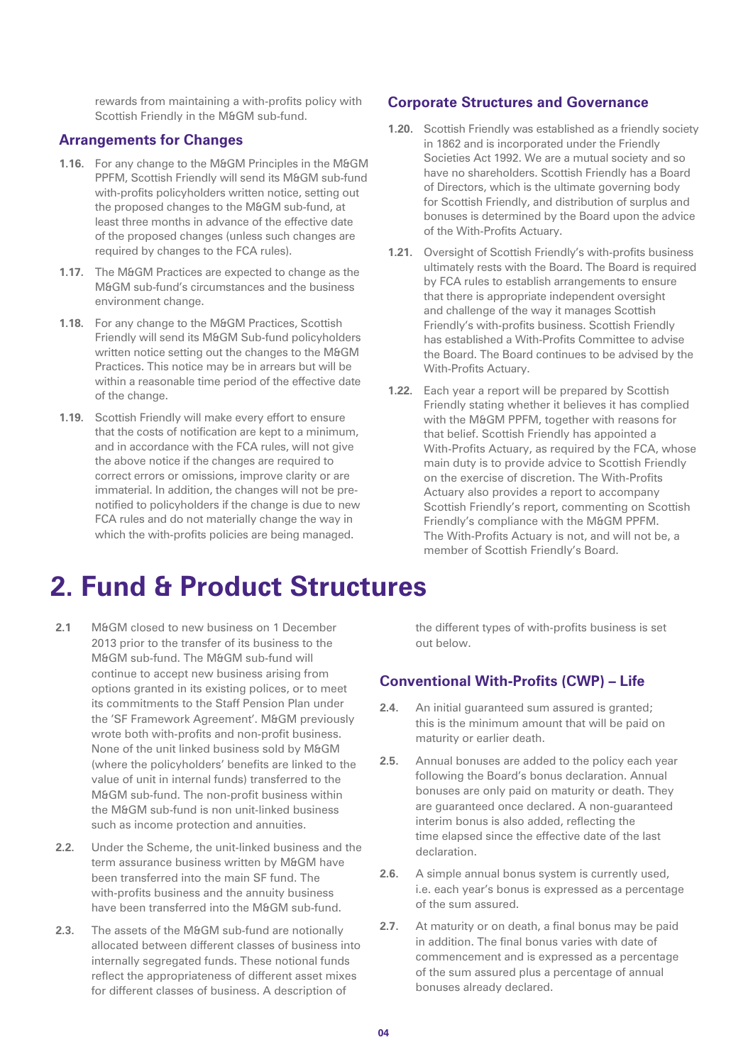rewards from maintaining a with-profits policy with Scottish Friendly in the M&GM sub-fund.

### Arrangements for Changes

**1.16.** For any change to the M&GM Principles in the M&GM PPFM, Scottish Friendly will send its M&GM sub-fund with-profits policyholders written notice, setting out the proposed changes to the M&GM sub-fund, at least three months in advance of the effective date of the proposed changes (unless such changes are required by changes to the FCA rules).

**1.17.** The M&GM Practices are expected to change as the M&GM sub-fund's circumstances and the business environment change.

**1.18.** For any change to the M&GM Practices, Scottish Friendly will send its M&GM Sub-fund policyholders written notice setting out the changes to the M&GM Practices. This notice may be in arrears but will be within a reasonable time period of the effective date of the change.

**1.19.** Scottish Friendly will make every effort to ensure that the costs of notification are kept to a minimum, and in accordance with the FCA rules, will not give the above notice if the changes are required to correct errors or omissions, improve clarity or are immaterial. In addition, the changes will not be pre-notified to policyholders if the change is due to new FCA rules and do not materially change the way in which the with-profits policies are being managed.

### Corporate Structures and Governance

**1.20.** Scottish Friendly was established as a friendly society in 1862 and is incorporated under the Friendly Societies Act 1992. We are a mutual society and so have no shareholders. Scottish Friendly has a Board of Directors, which is the ultimate governing body for Scottish Friendly, and distribution of surplus and bonuses is determined by the Board upon the advice of the With-Profits Actuary.

**1.21.** Oversight of Scottish Friendly's with-profits business ultimately rests with the Board. The Board is required by FCA rules to establish arrangements to ensure that there is appropriate independent oversight and challenge of the way it manages Scottish Friendly's with-profits business. Scottish Friendly has established a With-Profits Committee to advise the Board. The Board continues to be advised by the With-Profits Actuary.

**1.22.** Each year a report will be prepared by Scottish Friendly stating whether it believes it has complied with the M&GM PPFM, together with reasons for that belief. Scottish Friendly has appointed a With-Profits Actuary, as required by the FCA, whose main duty is to provide advice to Scottish Friendly on the exercise of discretion. The With-Profits Actuary also provides a report to accompany Scottish Friendly's report, commenting on Scottish Friendly's compliance with the M&GM PPFM. The With-Profits Actuary is not, and will not be, a member of Scottish Friendly's Board.

# 2. Fund & Product Structures

**2.1** M&GM closed to new business on 1 December 2013 prior to the transfer of its business to the M&GM sub-fund. The M&GM sub-fund will continue to accept new business arising from options granted in its existing polices, or to meet its commitments to the Staff Pension Plan under the 'SF Framework Agreement'. M&GM previously wrote both with-profits and non-profit business. None of the unit linked business sold by M&GM (where the policyholders' benefits are linked to the value of unit in internal funds) transferred to the M&GM sub-fund. The non-profit business within the M&GM sub-fund is non unit-linked business such as income protection and annuities.

**2.2.** Under the Scheme, the unit-linked business and the term assurance business written by M&GM have been transferred into the main SF fund. The with-profits business and the annuity business have been transferred into the M&GM sub-fund.

**2.3.** The assets of the M&GM sub-fund are notionally allocated between different classes of business into internally segregated funds. These notional funds reflect the appropriateness of different asset mixes for different classes of business. A description of the different types of with-profits business is set out below.

### Conventional With-Profits (CWP) – Life

**2.4.** An initial guaranteed sum assured is granted; this is the minimum amount that will be paid on maturity or earlier death.

**2.5.** Annual bonuses are added to the policy each year following the Board's bonus declaration. Annual bonuses are only paid on maturity or death. They are guaranteed once declared. A non-guaranteed interim bonus is also added, reflecting the time elapsed since the effective date of the last declaration.

**2.6.** A simple annual bonus system is currently used, i.e. each year's bonus is expressed as a percentage of the sum assured.

**2.7.** At maturity or on death, a final bonus may be paid in addition. The final bonus varies with date of commencement and is expressed as a percentage of the sum assured plus a percentage of annual bonuses already declared.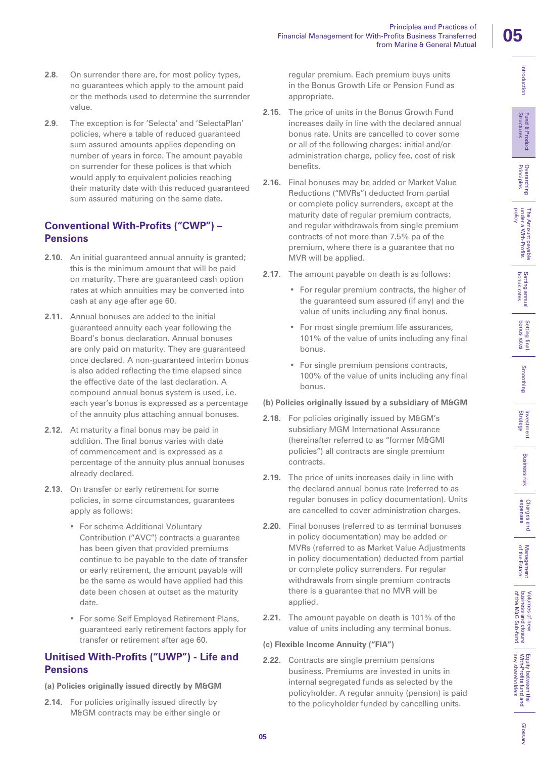**2.8.** On surrender there are, for most policy types, no guarantees which apply to the amount paid or the methods used to determine the surrender value.

**2.9.** The exception is for 'Selecta' and 'SelectaPlan' policies, where a table of reduced guaranteed sum assured amounts applies depending on number of years in force. The amount payable on surrender for these polices is that which would apply to equivalent policies reaching their maturity date with this reduced guaranteed sum assured maturing on the same date.

## Conventional With-Profits ("CWP") – Pensions

**2.10**. An initial guaranteed annual annuity is granted; this is the minimum amount that will be paid on maturity. There are guaranteed cash option rates at which annuities may be converted into cash at any age after age 60.

**2.11.** Annual bonuses are added to the initial guaranteed annuity each year following the Board's bonus declaration. Annual bonuses are only paid on maturity. They are guaranteed once declared. A non-guaranteed interim bonus is also added reflecting the time elapsed since the effective date of the last declaration. A compound annual bonus system is used, i.e. each year's bonus is expressed as a percentage of the annuity plus attaching annual bonuses.

**2.12.** At maturity a final bonus may be paid in addition. The final bonus varies with date of commencement and is expressed as a percentage of the annuity plus annual bonuses already declared.

**2.13.** On transfer or early retirement for some policies, in some circumstances, guarantees apply as follows:

- For scheme Additional Voluntary Contribution ("AVC") contracts a guarantee has been given that provided premiums continue to be payable to the date of transfer or early retirement, the amount payable will be the same as would have applied had this date been chosen at outset as the maturity date.
- For some Self Employed Retirement Plans, guaranteed early retirement factors apply for transfer or retirement after age 60.

## Unitised With-Profits ("UWP") - Life and Pensions

**(a) Policies originally issued directly by M&GM**

**2.14.** For policies originally issued directly by M&GM contracts may be either single or regular premium. Each premium buys units in the Bonus Growth Life or Pension Fund as appropriate.

**2.15.** The price of units in the Bonus Growth Fund increases daily in line with the declared annual bonus rate. Units are cancelled to cover some or all of the following charges: initial and/or administration charge, policy fee, cost of risk benefits.

**2.16.** Final bonuses may be added or Market Value Reductions ("MVRs") deducted from partial or complete policy surrenders, except at the maturity date of regular premium contracts, and regular withdrawals from single premium contracts of not more than 7.5% pa of the premium, where there is a guarantee that no MVR will be applied.

**2.17.** The amount payable on death is as follows:

- For regular premium contracts, the higher of the guaranteed sum assured (if any) and the value of units including any final bonus.
- For most single premium life assurances, 101% of the value of units including any final bonus.
- For single premium pensions contracts, 100% of the value of units including any final bonus.

**(b) Policies originally issued by a subsidiary of M&GM**

**2.18.** For policies originally issued by M&GM's subsidiary MGM International Assurance (hereinafter referred to as "former M&GMI policies") all contracts are single premium contracts.

**2.19.** The price of units increases daily in line with the declared annual bonus rate (referred to as regular bonuses in policy documentation). Units are cancelled to cover administration charges.

**2.20.** Final bonuses (referred to as terminal bonuses in policy documentation) may be added or MVRs (referred to as Market Value Adjustments in policy documentation) deducted from partial or complete policy surrenders. For regular withdrawals from single premium contracts there is a guarantee that no MVR will be applied.

**2.21.** The amount payable on death is 101% of the value of units including any terminal bonus.

**(c) Flexible Income Annuity ("FIA")**

**2.22.** Contracts are single premium pensions business. Premiums are invested in units in internal segregated funds as selected by the policyholder. A regular annuity (pension) is paid to the policyholder funded by cancelling units.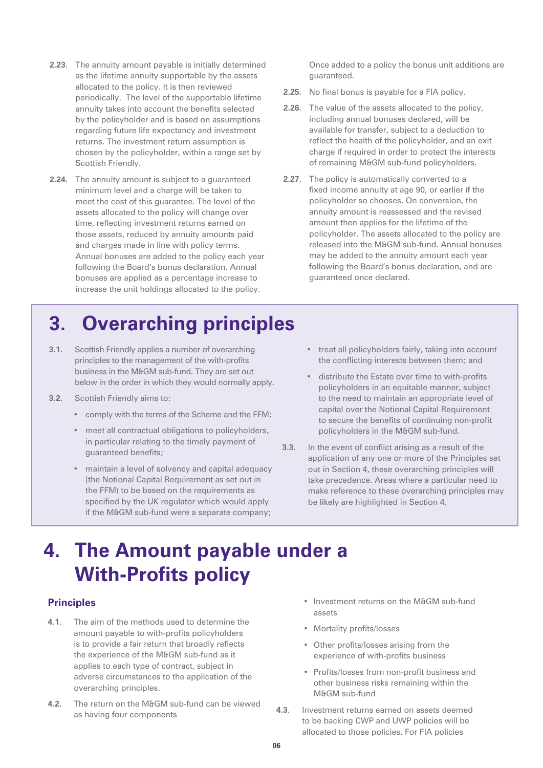2.23. The annuity amount payable is initially determined as the lifetime annuity supportable by the assets allocated to the policy. It is then reviewed periodically. The level of the supportable lifetime annuity takes into account the benefits selected by the policyholder and is based on assumptions regarding future life expectancy and investment returns. The investment return assumption is chosen by the policyholder, within a range set by Scottish Friendly.

2.24. The annuity amount is subject to a guaranteed minimum level and a charge will be taken to meet the cost of this guarantee. The level of the assets allocated to the policy will change over time, reflecting investment returns earned on those assets, reduced by annuity amounts paid and charges made in line with policy terms. Annual bonuses are added to the policy each year following the Board's bonus declaration. Annual bonuses are applied as a percentage increase to increase the unit holdings allocated to the policy. Once added to a policy the bonus unit additions are guaranteed.

2.25. No final bonus is payable for a FIA policy.

2.26. The value of the assets allocated to the policy, including annual bonuses declared, will be available for transfer, subject to a deduction to reflect the health of the policyholder, and an exit charge if required in order to protect the interests of remaining M&GM sub-fund policyholders.

2.27. The policy is automatically converted to a fixed income annuity at age 90, or earlier if the policyholder so chooses. On conversion, the annuity amount is reassessed and the revised amount then applies for the lifetime of the policyholder. The assets allocated to the policy are released into the M&GM sub-fund. Annual bonuses may be added to the annuity amount each year following the Board's bonus declaration, and are guaranteed once declared.

# 3. Overarching principles

3.1. Scottish Friendly applies a number of overarching principles to the management of the with-profits business in the M&GM sub-fund. They are set out below in the order in which they would normally apply.

3.2. Scottish Friendly aims to:

- comply with the terms of the Scheme and the FFM;
- meet all contractual obligations to policyholders, in particular relating to the timely payment of guaranteed benefits;
- maintain a level of solvency and capital adequacy (the Notional Capital Requirement as set out in the FFM) to be based on the requirements as specified by the UK regulator which would apply if the M&GM sub-fund were a separate company;
- treat all policyholders fairly, taking into account the conflicting interests between them; and
- distribute the Estate over time to with-profits policyholders in an equitable manner, subject to the need to maintain an appropriate level of capital over the Notional Capital Requirement to secure the benefits of continuing non-profit policyholders in the M&GM sub-fund.

3.3. In the event of conflict arising as a result of the application of any one or more of the Principles set out in Section 4, these overarching principles will take precedence. Areas where a particular need to make reference to these overarching principles may be likely are highlighted in Section 4.

# 4. The Amount payable under a With-Profits policy

## Principles

4.1. The aim of the methods used to determine the amount payable to with-profits policyholders is to provide a fair return that broadly reflects the experience of the M&GM sub-fund as it applies to each type of contract, subject in adverse circumstances to the application of the overarching principles.

4.2. The return on the M&GM sub-fund can be viewed as having four components

- Investment returns on the M&GM sub-fund assets
- Mortality profits/losses
- Other profits/losses arising from the experience of with-profits business
- Profits/losses from non-profit business and other business risks remaining within the M&GM sub-fund

4.3. Investment returns earned on assets deemed to be backing CWP and UWP policies will be allocated to those policies. For FIA policies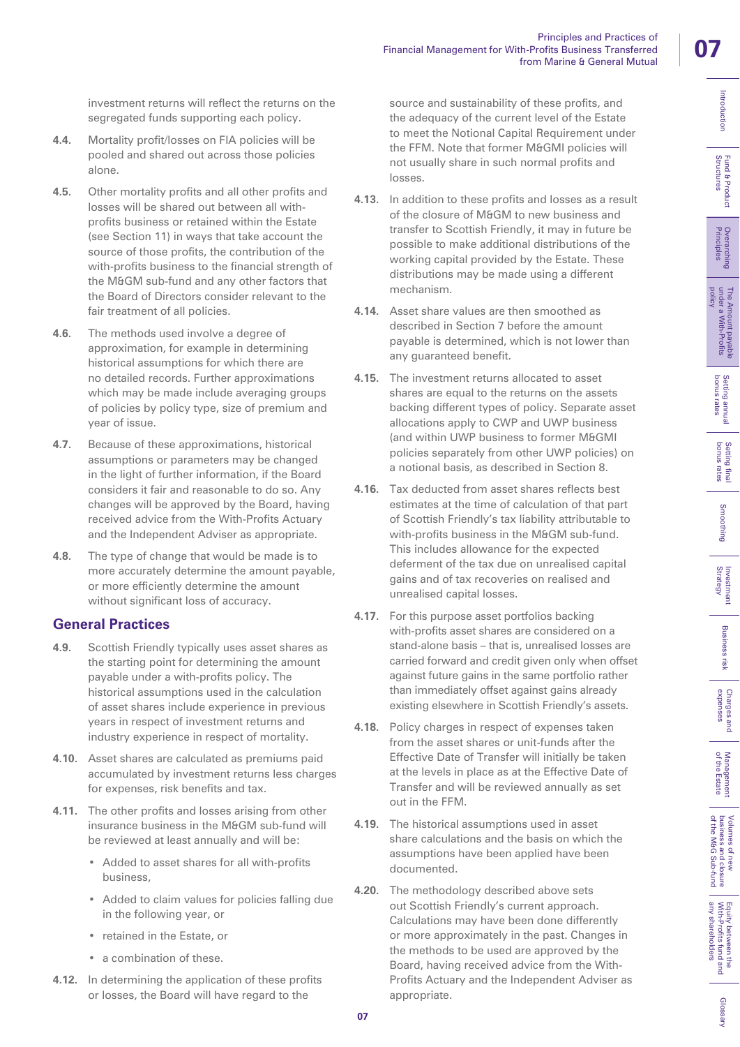investment returns will reflect the returns on the segregated funds supporting each policy.

**4.4.** Mortality profit/losses on FIA policies will be pooled and shared out across those policies alone.

**4.5.** Other mortality profits and all other profits and losses will be shared out between all with-profits business or retained within the Estate (see Section 11) in ways that take account the source of those profits, the contribution of the with-profits business to the financial strength of the M&GM sub-fund and any other factors that the Board of Directors consider relevant to the fair treatment of all policies.

**4.6.** The methods used involve a degree of approximation, for example in determining historical assumptions for which there are no detailed records. Further approximations which may be made include averaging groups of policies by policy type, size of premium and year of issue.

**4.7.** Because of these approximations, historical assumptions or parameters may be changed in the light of further information, if the Board considers it fair and reasonable to do so. Any changes will be approved by the Board, having received advice from the With-Profits Actuary and the Independent Adviser as appropriate.

**4.8.** The type of change that would be made is to more accurately determine the amount payable, or more efficiently determine the amount without significant loss of accuracy.

## General Practices

**4.9.** Scottish Friendly typically uses asset shares as the starting point for determining the amount payable under a with-profits policy. The historical assumptions used in the calculation of asset shares include experience in previous years in respect of investment returns and industry experience in respect of mortality.

**4.10.** Asset shares are calculated as premiums paid accumulated by investment returns less charges for expenses, risk benefits and tax.

**4.11.** The other profits and losses arising from other insurance business in the M&GM sub-fund will be reviewed at least annually and will be:

- Added to asset shares for all with-profits business,
- Added to claim values for policies falling due in the following year, or
- retained in the Estate, or
- a combination of these.

**4.12.** In determining the application of these profits or losses, the Board will have regard to the source and sustainability of these profits, and the adequacy of the current level of the Estate to meet the Notional Capital Requirement under the FFM. Note that former M&GMI policies will not usually share in such normal profits and losses.

**4.13.** In addition to these profits and losses as a result of the closure of M&GM to new business and transfer to Scottish Friendly, it may in future be possible to make additional distributions of the working capital provided by the Estate. These distributions may be made using a different mechanism.

**4.14.** Asset share values are then smoothed as described in Section 7 before the amount payable is determined, which is not lower than any guaranteed benefit.

**4.15.** The investment returns allocated to asset shares are equal to the returns on the assets backing different types of policy. Separate asset allocations apply to CWP and UWP business (and within UWP business to former M&GMI policies separately from other UWP policies) on a notional basis, as described in Section 8.

**4.16.** Tax deducted from asset shares reflects best estimates at the time of calculation of that part of Scottish Friendly's tax liability attributable to with-profits business in the M&GM sub-fund. This includes allowance for the expected deferment of the tax due on unrealised capital gains and of tax recoveries on realised and unrealised capital losses.

**4.17.** For this purpose asset portfolios backing with-profits asset shares are considered on a stand-alone basis – that is, unrealised losses are carried forward and credit given only when offset against future gains in the same portfolio rather than immediately offset against gains already existing elsewhere in Scottish Friendly's assets.

**4.18.** Policy charges in respect of expenses taken from the asset shares or unit-funds after the Effective Date of Transfer will initially be taken at the levels in place as at the Effective Date of Transfer and will be reviewed annually as set out in the FFM.

**4.19.** The historical assumptions used in asset share calculations and the basis on which the assumptions have been applied have been documented.

**4.20.** The methodology described above sets out Scottish Friendly's current approach. Calculations may have been done differently or more approximately in the past. Changes in the methods to be used are approved by the Board, having received advice from the With-Profits Actuary and the Independent Adviser as appropriate.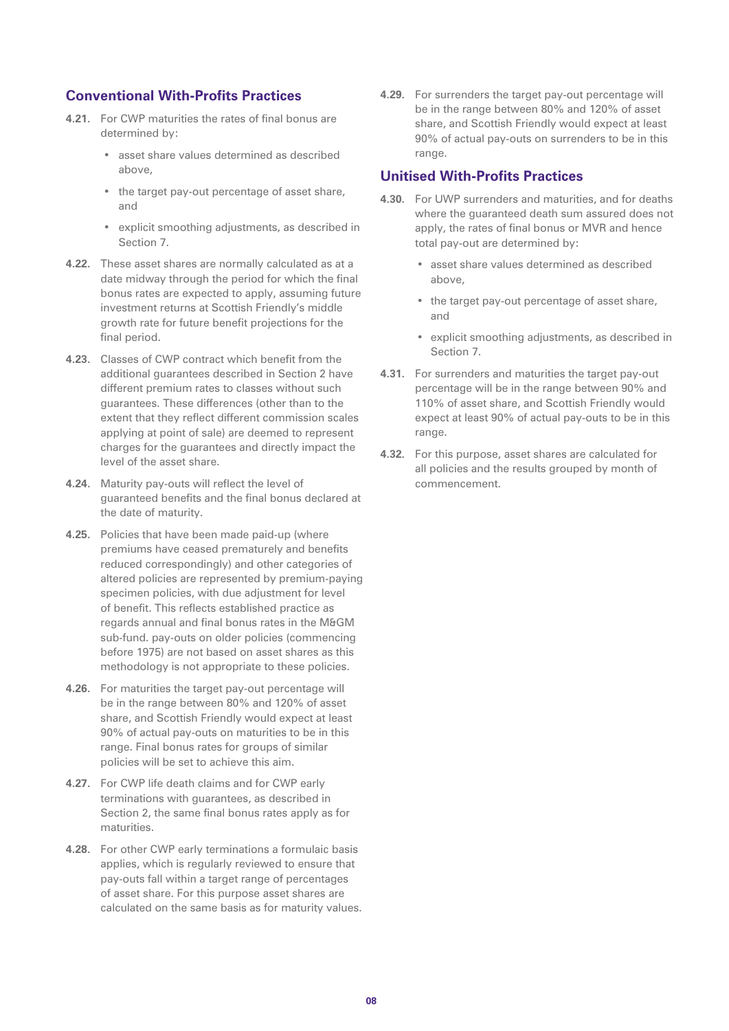## Conventional With-Profits Practices

**4.21.** For CWP maturities the rates of final bonus are determined by:

- asset share values determined as described above,
- the target pay-out percentage of asset share, and
- explicit smoothing adjustments, as described in Section 7.

**4.22.** These asset shares are normally calculated as at a date midway through the period for which the final bonus rates are expected to apply, assuming future investment returns at Scottish Friendly's middle growth rate for future benefit projections for the final period.

**4.23.** Classes of CWP contract which benefit from the additional guarantees described in Section 2 have different premium rates to classes without such guarantees. These differences (other than to the extent that they reflect different commission scales applying at point of sale) are deemed to represent charges for the guarantees and directly impact the level of the asset share.

**4.24.** Maturity pay-outs will reflect the level of guaranteed benefits and the final bonus declared at the date of maturity.

**4.25.** Policies that have been made paid-up (where premiums have ceased prematurely and benefits reduced correspondingly) and other categories of altered policies are represented by premium-paying specimen policies, with due adjustment for level of benefit. This reflects established practice as regards annual and final bonus rates in the M&GM sub-fund. pay-outs on older policies (commencing before 1975) are not based on asset shares as this methodology is not appropriate to these policies.

**4.26.** For maturities the target pay-out percentage will be in the range between 80% and 120% of asset share, and Scottish Friendly would expect at least 90% of actual pay-outs on maturities to be in this range. Final bonus rates for groups of similar policies will be set to achieve this aim.

**4.27.** For CWP life death claims and for CWP early terminations with guarantees, as described in Section 2, the same final bonus rates apply as for maturities.

**4.28.** For other CWP early terminations a formulaic basis applies, which is regularly reviewed to ensure that pay-outs fall within a target range of percentages of asset share. For this purpose asset shares are calculated on the same basis as for maturity values.

**4.29.** For surrenders the target pay-out percentage will be in the range between 80% and 120% of asset share, and Scottish Friendly would expect at least 90% of actual pay-outs on surrenders to be in this range.

## Unitised With-Profits Practices

**4.30.** For UWP surrenders and maturities, and for deaths where the guaranteed death sum assured does not apply, the rates of final bonus or MVR and hence total pay-out are determined by:

- asset share values determined as described above,
- the target pay-out percentage of asset share, and
- explicit smoothing adjustments, as described in Section 7.

**4.31.** For surrenders and maturities the target pay-out percentage will be in the range between 90% and 110% of asset share, and Scottish Friendly would expect at least 90% of actual pay-outs to be in this range.

**4.32.** For this purpose, asset shares are calculated for all policies and the results grouped by month of commencement.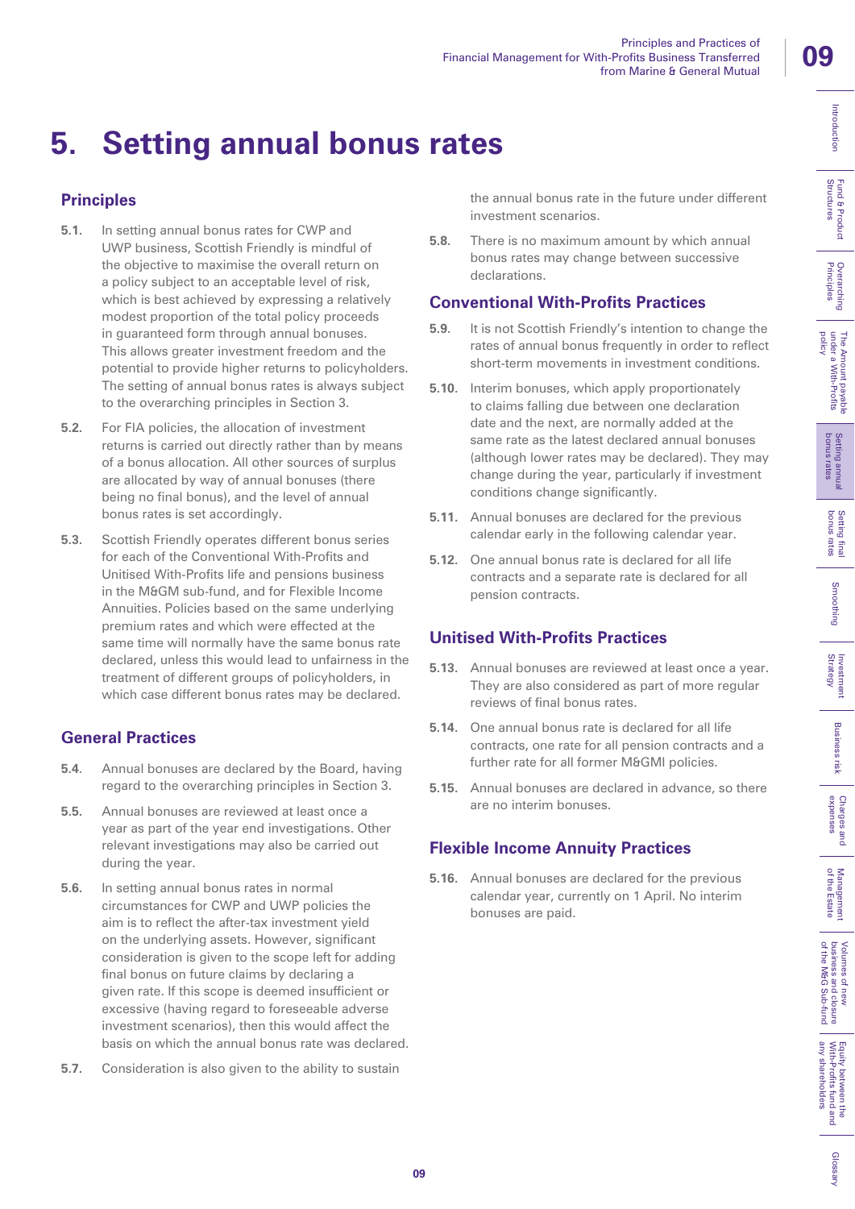# 5. Setting annual bonus rates

## Principles

**5.1.** In setting annual bonus rates for CWP and UWP business, Scottish Friendly is mindful of the objective to maximise the overall return on a policy subject to an acceptable level of risk, which is best achieved by expressing a relatively modest proportion of the total policy proceeds in guaranteed form through annual bonuses. This allows greater investment freedom and the potential to provide higher returns to policyholders. The setting of annual bonus rates is always subject to the overarching principles in Section 3.

**5.2.** For FIA policies, the allocation of investment returns is carried out directly rather than by means of a bonus allocation. All other sources of surplus are allocated by way of annual bonuses (there being no final bonus), and the level of annual bonus rates is set accordingly.

**5.3.** Scottish Friendly operates different bonus series for each of the Conventional With-Profits and Unitised With-Profits life and pensions business in the M&GM sub-fund, and for Flexible Income Annuities. Policies based on the same underlying premium rates and which were effected at the same time will normally have the same bonus rate declared, unless this would lead to unfairness in the treatment of different groups of policyholders, in which case different bonus rates may be declared.

## General Practices

**5.4.** Annual bonuses are declared by the Board, having regard to the overarching principles in Section 3.

**5.5.** Annual bonuses are reviewed at least once a year as part of the year end investigations. Other relevant investigations may also be carried out during the year.

**5.6.** In setting annual bonus rates in normal circumstances for CWP and UWP policies the aim is to reflect the after-tax investment yield on the underlying assets. However, significant consideration is given to the scope left for adding final bonus on future claims by declaring a given rate. If this scope is deemed insufficient or excessive (having regard to foreseeable adverse investment scenarios), then this would affect the basis on which the annual bonus rate was declared.

**5.7.** Consideration is also given to the ability to sustain the annual bonus rate in the future under different investment scenarios.

**5.8.** There is no maximum amount by which annual bonus rates may change between successive declarations.

## Conventional With-Profits Practices

**5.9.** It is not Scottish Friendly's intention to change the rates of annual bonus frequently in order to reflect short-term movements in investment conditions.

**5.10.** Interim bonuses, which apply proportionately to claims falling due between one declaration date and the next, are normally added at the same rate as the latest declared annual bonuses (although lower rates may be declared). They may change during the year, particularly if investment conditions change significantly.

**5.11.** Annual bonuses are declared for the previous calendar early in the following calendar year.

**5.12.** One annual bonus rate is declared for all life contracts and a separate rate is declared for all pension contracts.

## Unitised With-Profits Practices

**5.13.** Annual bonuses are reviewed at least once a year. They are also considered as part of more regular reviews of final bonus rates.

**5.14.** One annual bonus rate is declared for all life contracts, one rate for all pension contracts and a further rate for all former M&GMI policies.

**5.15.** Annual bonuses are declared in advance, so there are no interim bonuses.

## Flexible Income Annuity Practices

**5.16.** Annual bonuses are declared for the previous calendar year, currently on 1 April. No interim bonuses are paid.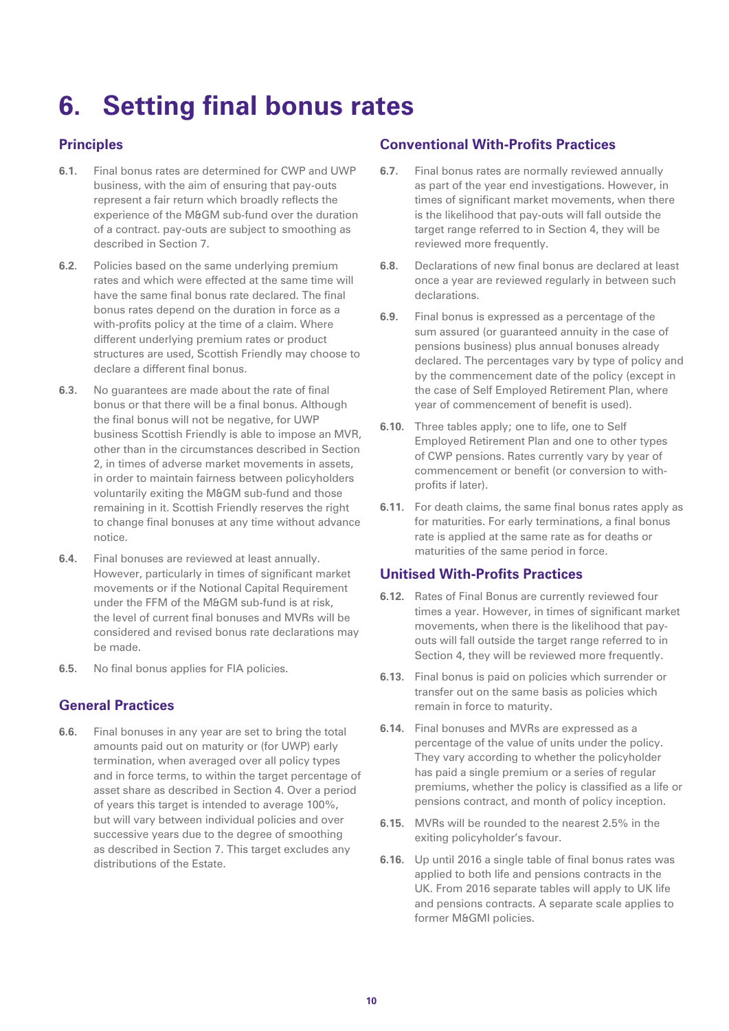# 6. Setting final bonus rates

## Principles

**6.1.** Final bonus rates are determined for CWP and UWP business, with the aim of ensuring that pay-outs represent a fair return which broadly reflects the experience of the M&GM sub-fund over the duration of a contract. pay-outs are subject to smoothing as described in Section 7.

**6.2.** Policies based on the same underlying premium rates and which were effected at the same time will have the same final bonus rate declared. The final bonus rates depend on the duration in force as a with-profits policy at the time of a claim. Where different underlying premium rates or product structures are used, Scottish Friendly may choose to declare a different final bonus.

**6.3.** No guarantees are made about the rate of final bonus or that there will be a final bonus. Although the final bonus will not be negative, for UWP business Scottish Friendly is able to impose an MVR, other than in the circumstances described in Section 2, in times of adverse market movements in assets, in order to maintain fairness between policyholders voluntarily exiting the M&GM sub-fund and those remaining in it. Scottish Friendly reserves the right to change final bonuses at any time without advance notice.

**6.4.** Final bonuses are reviewed at least annually. However, particularly in times of significant market movements or if the Notional Capital Requirement under the FFM of the M&GM sub-fund is at risk, the level of current final bonuses and MVRs will be considered and revised bonus rate declarations may be made.

**6.5.** No final bonus applies for FIA policies.

## General Practices

**6.6.** Final bonuses in any year are set to bring the total amounts paid out on maturity or (for UWP) early termination, when averaged over all policy types and in force terms, to within the target percentage of asset share as described in Section 4. Over a period of years this target is intended to average 100%, but will vary between individual policies and over successive years due to the degree of smoothing as described in Section 7. This target excludes any distributions of the Estate.

## Conventional With-Profits Practices

**6.7.** Final bonus rates are normally reviewed annually as part of the year end investigations. However, in times of significant market movements, when there is the likelihood that pay-outs will fall outside the target range referred to in Section 4, they will be reviewed more frequently.

**6.8.** Declarations of new final bonus are declared at least once a year are reviewed regularly in between such declarations.

**6.9.** Final bonus is expressed as a percentage of the sum assured (or guaranteed annuity in the case of pensions business) plus annual bonuses already declared. The percentages vary by type of policy and by the commencement date of the policy (except in the case of Self Employed Retirement Plan, where year of commencement of benefit is used).

**6.10.** Three tables apply; one to life, one to Self Employed Retirement Plan and one to other types of CWP pensions. Rates currently vary by year of commencement or benefit (or conversion to with-profits if later).

**6.11.** For death claims, the same final bonus rates apply as for maturities. For early terminations, a final bonus rate is applied at the same rate as for deaths or maturities of the same period in force.

## Unitised With-Profits Practices

**6.12.** Rates of Final Bonus are currently reviewed four times a year. However, in times of significant market movements, when there is the likelihood that pay-outs will fall outside the target range referred to in Section 4, they will be reviewed more frequently.

**6.13.** Final bonus is paid on policies which surrender or transfer out on the same basis as policies which remain in force to maturity.

**6.14.** Final bonuses and MVRs are expressed as a percentage of the value of units under the policy. They vary according to whether the policyholder has paid a single premium or a series of regular premiums, whether the policy is classified as a life or pensions contract, and month of policy inception.

**6.15.** MVRs will be rounded to the nearest 2.5% in the exiting policyholder's favour.

**6.16.** Up until 2016 a single table of final bonus rates was applied to both life and pensions contracts in the UK. From 2016 separate tables will apply to UK life and pensions contracts. A separate scale applies to former M&GMI policies.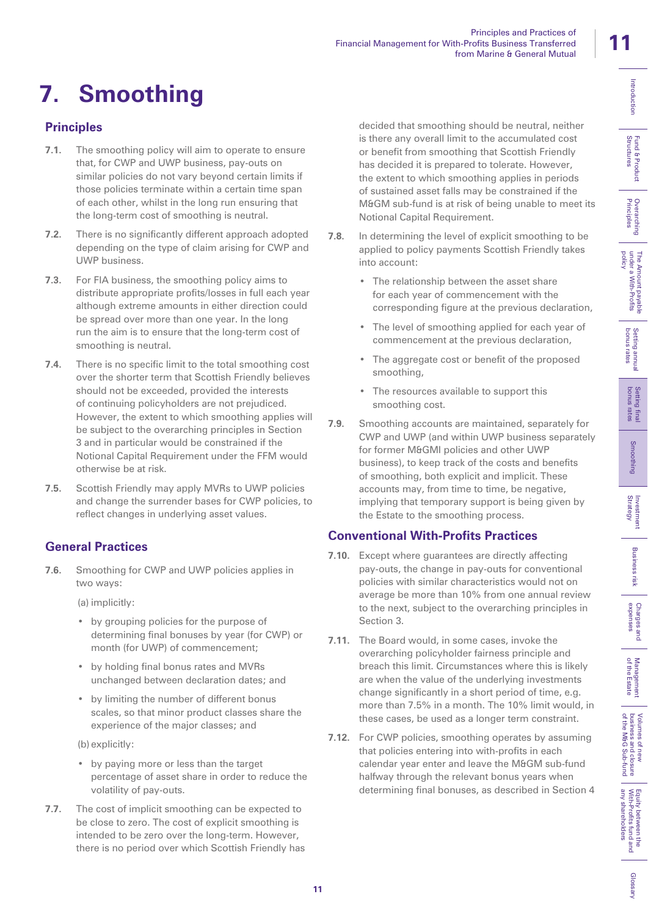# 7. Smoothing

## Principles

**7.1.** The smoothing policy will aim to operate to ensure that, for CWP and UWP business, pay-outs on similar policies do not vary beyond certain limits if those policies terminate within a certain time span of each other, whilst in the long run ensuring that the long-term cost of smoothing is neutral.

**7.2.** There is no significantly different approach adopted depending on the type of claim arising for CWP and UWP business.

**7.3.** For FIA business, the smoothing policy aims to distribute appropriate profits/losses in full each year although extreme amounts in either direction could be spread over more than one year. In the long run the aim is to ensure that the long-term cost of smoothing is neutral.

**7.4.** There is no specific limit to the total smoothing cost over the shorter term that Scottish Friendly believes should not be exceeded, provided the interests of continuing policyholders are not prejudiced. However, the extent to which smoothing applies will be subject to the overarching principles in Section 3 and in particular would be constrained if the Notional Capital Requirement under the FFM would otherwise be at risk.

**7.5.** Scottish Friendly may apply MVRs to UWP policies and change the surrender bases for CWP policies, to reflect changes in underlying asset values.

## General Practices

**7.6.** Smoothing for CWP and UWP policies applies in two ways:

(a) implicitly:

- by grouping policies for the purpose of determining final bonuses by year (for CWP) or month (for UWP) of commencement;
- by holding final bonus rates and MVRs unchanged between declaration dates; and
- by limiting the number of different bonus scales, so that minor product classes share the experience of the major classes; and

(b) explicitly:

- by paying more or less than the target percentage of asset share in order to reduce the volatility of pay-outs.

**7.7.** The cost of implicit smoothing can be expected to be close to zero. The cost of explicit smoothing is intended to be zero over the long-term. However, there is no period over which Scottish Friendly has decided that smoothing should be neutral, neither is there any overall limit to the accumulated cost or benefit from smoothing that Scottish Friendly has decided it is prepared to tolerate. However, the extent to which smoothing applies in periods of sustained asset falls may be constrained if the M&GM sub-fund is at risk of being unable to meet its Notional Capital Requirement.

**7.8.** In determining the level of explicit smoothing to be applied to policy payments Scottish Friendly takes into account:

- The relationship between the asset share for each year of commencement with the corresponding figure at the previous declaration,
- The level of smoothing applied for each year of commencement at the previous declaration,
- The aggregate cost or benefit of the proposed smoothing,
- The resources available to support this smoothing cost.

**7.9.** Smoothing accounts are maintained, separately for CWP and UWP (and within UWP business separately for former M&GMI policies and other UWP business), to keep track of the costs and benefits of smoothing, both explicit and implicit. These accounts may, from time to time, be negative, implying that temporary support is being given by the Estate to the smoothing process.

## Conventional With-Profits Practices

**7.10.** Except where guarantees are directly affecting pay-outs, the change in pay-outs for conventional policies with similar characteristics would not on average be more than 10% from one annual review to the next, subject to the overarching principles in Section 3.

**7.11.** The Board would, in some cases, invoke the overarching policyholder fairness principle and breach this limit. Circumstances where this is likely are when the value of the underlying investments change significantly in a short period of time, e.g. more than 7.5% in a month. The 10% limit would, in these cases, be used as a longer term constraint.

**7.12.** For CWP policies, smoothing operates by assuming that policies entering into with-profits in each calendar year enter and leave the M&GM sub-fund halfway through the relevant bonus years when determining final bonuses, as described in Section 4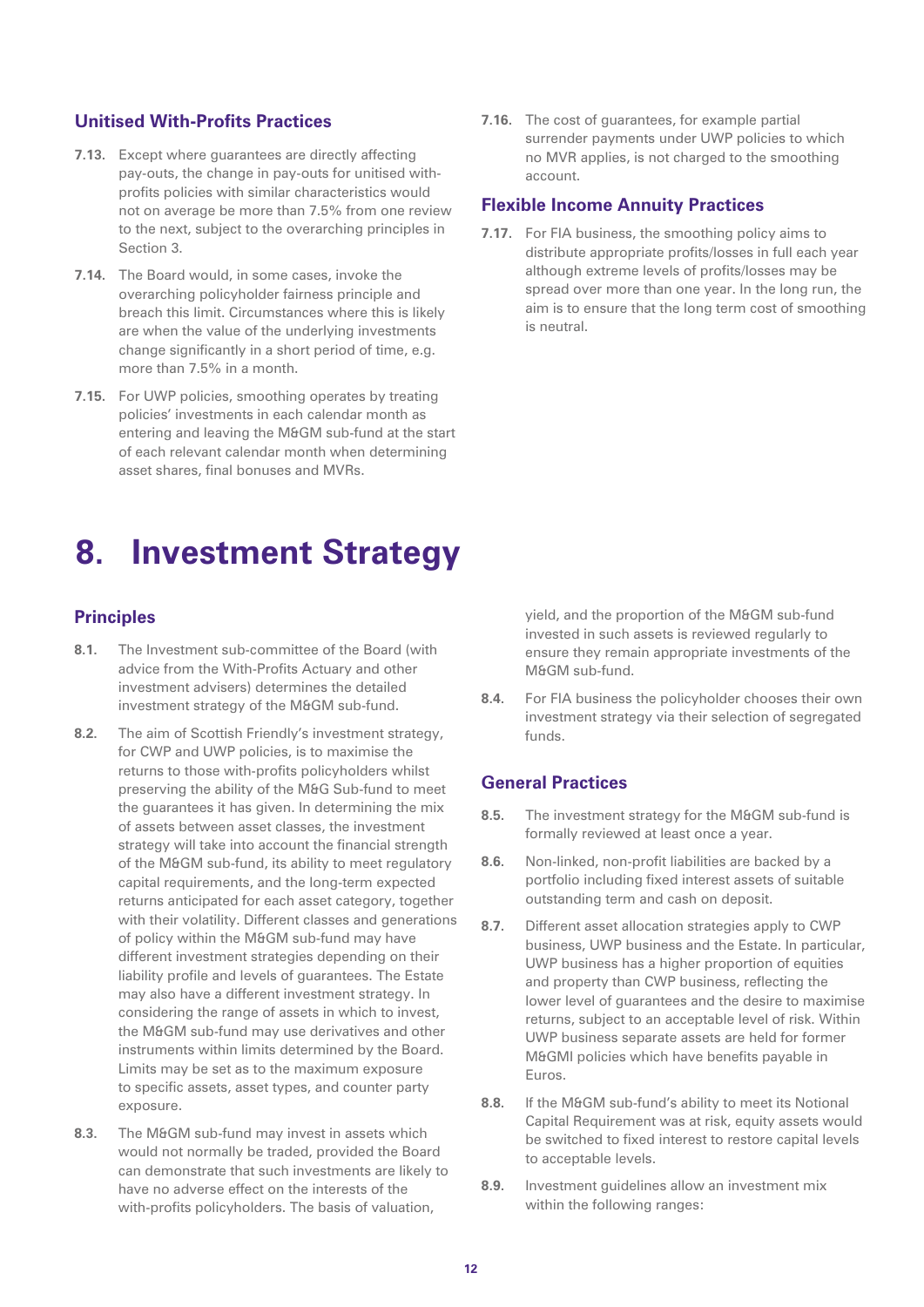### Unitised With-Profits Practices

**7.13.** Except where guarantees are directly affecting pay-outs, the change in pay-outs for unitised with-profits policies with similar characteristics would not on average be more than 7.5% from one review to the next, subject to the overarching principles in Section 3.

**7.14.** The Board would, in some cases, invoke the overarching policyholder fairness principle and breach this limit. Circumstances where this is likely are when the value of the underlying investments change significantly in a short period of time, e.g. more than 7.5% in a month.

**7.15.** For UWP policies, smoothing operates by treating policies' investments in each calendar month as entering and leaving the M&GM sub-fund at the start of each relevant calendar month when determining asset shares, final bonuses and MVRs.

**7.16.** The cost of guarantees, for example partial surrender payments under UWP policies to which no MVR applies, is not charged to the smoothing account.

### Flexible Income Annuity Practices

**7.17.** For FIA business, the smoothing policy aims to distribute appropriate profits/losses in full each year although extreme levels of profits/losses may be spread over more than one year. In the long run, the aim is to ensure that the long term cost of smoothing is neutral.

# 8. Investment Strategy

### Principles

**8.1.** The Investment sub-committee of the Board (with advice from the With-Profits Actuary and other investment advisers) determines the detailed investment strategy of the M&GM sub-fund.

**8.2.** The aim of Scottish Friendly's investment strategy, for CWP and UWP policies, is to maximise the returns to those with-profits policyholders whilst preserving the ability of the M&G Sub-fund to meet the guarantees it has given. In determining the mix of assets between asset classes, the investment strategy will take into account the financial strength of the M&GM sub-fund, its ability to meet regulatory capital requirements, and the long-term expected returns anticipated for each asset category, together with their volatility. Different classes and generations of policy within the M&GM sub-fund may have different investment strategies depending on their liability profile and levels of guarantees. The Estate may also have a different investment strategy. In considering the range of assets in which to invest, the M&GM sub-fund may use derivatives and other instruments within limits determined by the Board. Limits may be set as to the maximum exposure to specific assets, asset types, and counter party exposure.

**8.3.** The M&GM sub-fund may invest in assets which would not normally be traded, provided the Board can demonstrate that such investments are likely to have no adverse effect on the interests of the with-profits policyholders. The basis of valuation, yield, and the proportion of the M&GM sub-fund invested in such assets is reviewed regularly to ensure they remain appropriate investments of the M&GM sub-fund.

**8.4.** For FIA business the policyholder chooses their own investment strategy via their selection of segregated funds.

### General Practices

**8.5.** The investment strategy for the M&GM sub-fund is formally reviewed at least once a year.

**8.6.** Non-linked, non-profit liabilities are backed by a portfolio including fixed interest assets of suitable outstanding term and cash on deposit.

**8.7.** Different asset allocation strategies apply to CWP business, UWP business and the Estate. In particular, UWP business has a higher proportion of equities and property than CWP business, reflecting the lower level of guarantees and the desire to maximise returns, subject to an acceptable level of risk. Within UWP business separate assets are held for former M&GMI policies which have benefits payable in Euros.

**8.8.** If the M&GM sub-fund's ability to meet its Notional Capital Requirement was at risk, equity assets would be switched to fixed interest to restore capital levels to acceptable levels.

**8.9.** Investment guidelines allow an investment mix within the following ranges: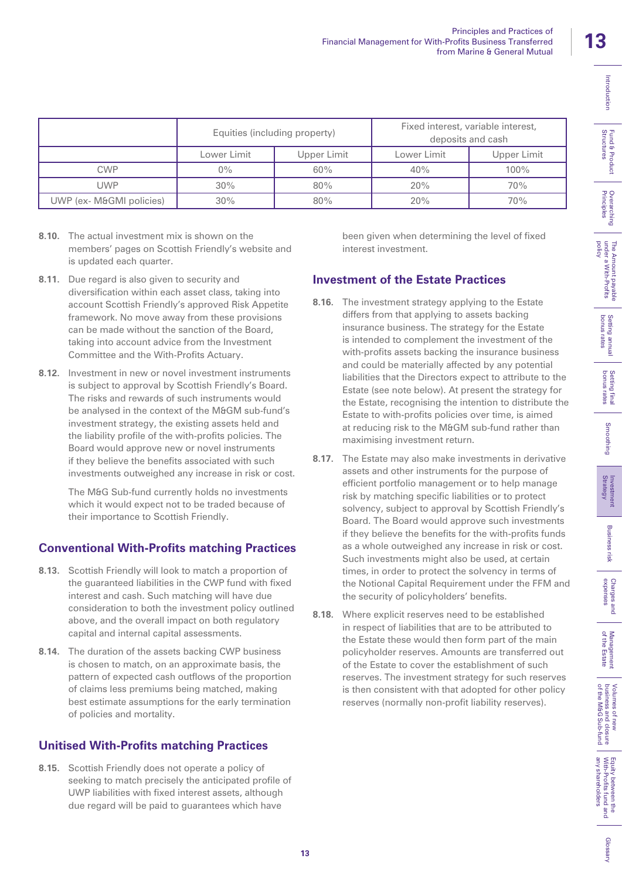| | Equities (including property) | | Fixed interest, variable interest, deposits and cash | |
|---|---|---|---|---|
| | Lower Limit | Upper Limit | Lower Limit | Upper Limit |
| CWP | 0% | 60% | 40% | 100% |
| UWP | 30% | 80% | 20% | 70% |
| UWP (ex- M&GMI policies) | 30% | 80% | 20% | 70% |

**8.10.** The actual investment mix is shown on the members' pages on Scottish Friendly's website and is updated each quarter.

**8.11.** Due regard is also given to security and diversification within each asset class, taking into account Scottish Friendly's approved Risk Appetite framework. No move away from these provisions can be made without the sanction of the Board, taking into account advice from the Investment Committee and the With-Profits Actuary.

**8.12.** Investment in new or novel investment instruments is subject to approval by Scottish Friendly's Board. The risks and rewards of such instruments would be analysed in the context of the M&GM sub-fund's investment strategy, the existing assets held and the liability profile of the with-profits policies. The Board would approve new or novel instruments if they believe the benefits associated with such investments outweighed any increase in risk or cost.

The M&G Sub-fund currently holds no investments which it would expect not to be traded because of their importance to Scottish Friendly.

## Conventional With-Profits matching Practices

**8.13.** Scottish Friendly will look to match a proportion of the guaranteed liabilities in the CWP fund with fixed interest and cash. Such matching will have due consideration to both the investment policy outlined above, and the overall impact on both regulatory capital and internal capital assessments.

**8.14.** The duration of the assets backing CWP business is chosen to match, on an approximate basis, the pattern of expected cash outflows of the proportion of claims less premiums being matched, making best estimate assumptions for the early termination of policies and mortality.

## Unitised With-Profits matching Practices

**8.15.** Scottish Friendly does not operate a policy of seeking to match precisely the anticipated profile of UWP liabilities with fixed interest assets, although due regard will be paid to guarantees which have been given when determining the level of fixed interest investment.

## Investment of the Estate Practices

**8.16.** The investment strategy applying to the Estate differs from that applying to assets backing insurance business. The strategy for the Estate is intended to complement the investment of the with-profits assets backing the insurance business and could be materially affected by any potential liabilities that the Directors expect to attribute to the Estate (see note below). At present the strategy for the Estate, recognising the intention to distribute the Estate to with-profits policies over time, is aimed at reducing risk to the M&GM sub-fund rather than maximising investment return.

**8.17.** The Estate may also make investments in derivative assets and other instruments for the purpose of efficient portfolio management or to help manage risk by matching specific liabilities or to protect solvency, subject to approval by Scottish Friendly's Board. The Board would approve such investments if they believe the benefits for the with-profits funds as a whole outweighed any increase in risk or cost. Such investments might also be used, at certain times, in order to protect the solvency in terms of the Notional Capital Requirement under the FFM and the security of policyholders' benefits.

**8.18.** Where explicit reserves need to be established in respect of liabilities that are to be attributed to the Estate these would then form part of the main policyholder reserves. Amounts are transferred out of the Estate to cover the establishment of such reserves. The investment strategy for such reserves is then consistent with that adopted for other policy reserves (normally non-profit liability reserves).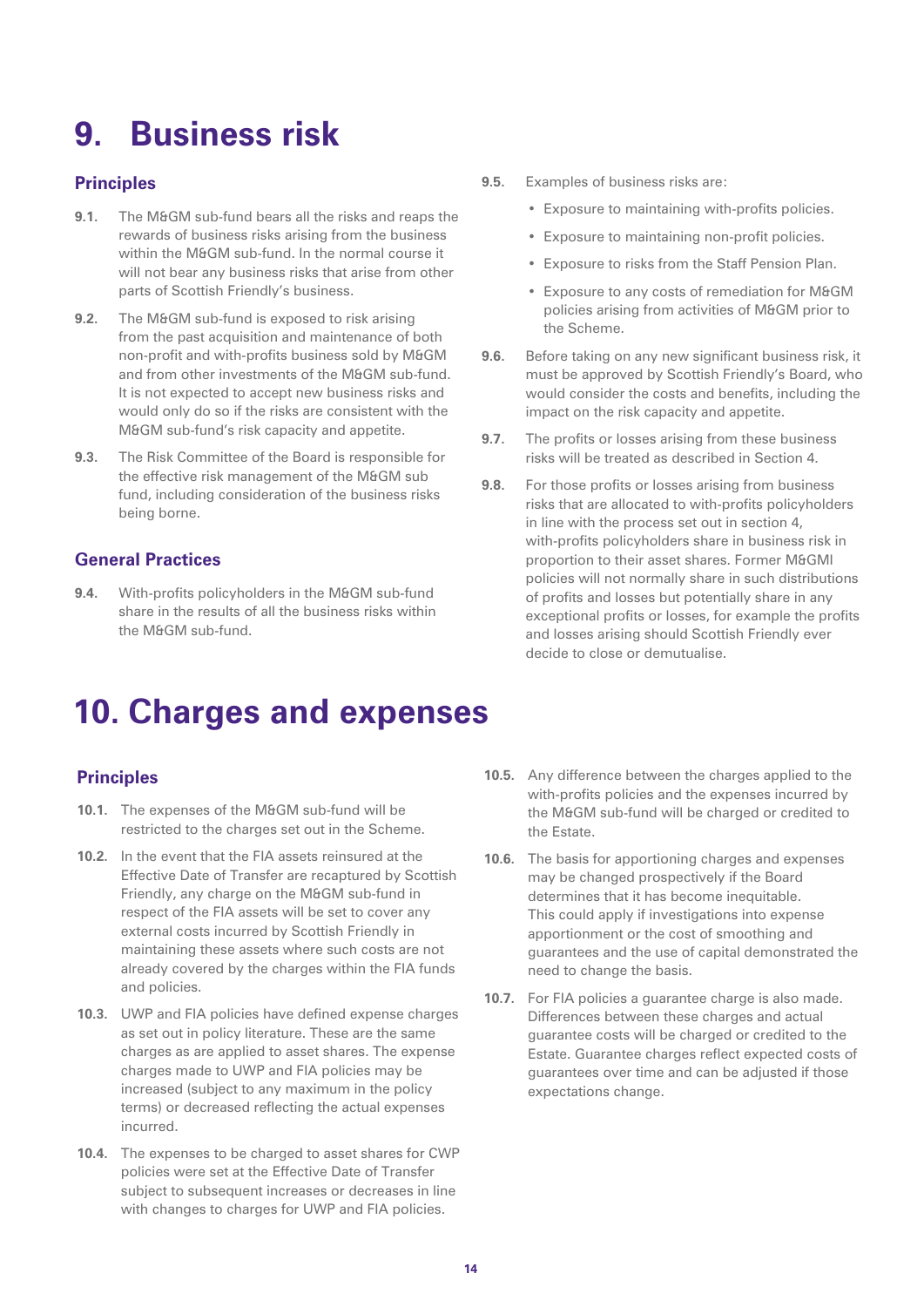# 9. Business risk

## Principles

**9.1.** The M&GM sub-fund bears all the risks and reaps the rewards of business risks arising from the business within the M&GM sub-fund. In the normal course it will not bear any business risks that arise from other parts of Scottish Friendly's business.

**9.2.** The M&GM sub-fund is exposed to risk arising from the past acquisition and maintenance of both non-profit and with-profits business sold by M&GM and from other investments of the M&GM sub-fund. It is not expected to accept new business risks and would only do so if the risks are consistent with the M&GM sub-fund's risk capacity and appetite.

**9.3.** The Risk Committee of the Board is responsible for the effective risk management of the M&GM sub fund, including consideration of the business risks being borne.

## General Practices

**9.4.** With-profits policyholders in the M&GM sub-fund share in the results of all the business risks within the M&GM sub-fund.

**9.5.** Examples of business risks are:

- Exposure to maintaining with-profits policies.
- Exposure to maintaining non-profit policies.
- Exposure to risks from the Staff Pension Plan.
- Exposure to any costs of remediation for M&GM policies arising from activities of M&GM prior to the Scheme.

**9.6.** Before taking on any new significant business risk, it must be approved by Scottish Friendly's Board, who would consider the costs and benefits, including the impact on the risk capacity and appetite.

**9.7.** The profits or losses arising from these business risks will be treated as described in Section 4.

**9.8.** For those profits or losses arising from business risks that are allocated to with-profits policyholders in line with the process set out in section 4, with-profits policyholders share in business risk in proportion to their asset shares. Former M&GMI policies will not normally share in such distributions of profits and losses but potentially share in any exceptional profits or losses, for example the profits and losses arising should Scottish Friendly ever decide to close or demutualise.

# 10. Charges and expenses

## Principles

**10.1.** The expenses of the M&GM sub-fund will be restricted to the charges set out in the Scheme.

**10.2.** In the event that the FIA assets reinsured at the Effective Date of Transfer are recaptured by Scottish Friendly, any charge on the M&GM sub-fund in respect of the FIA assets will be set to cover any external costs incurred by Scottish Friendly in maintaining these assets where such costs are not already covered by the charges within the FIA funds and policies.

**10.3.** UWP and FIA policies have defined expense charges as set out in policy literature. These are the same charges as are applied to asset shares. The expense charges made to UWP and FIA policies may be increased (subject to any maximum in the policy terms) or decreased reflecting the actual expenses incurred.

**10.4.** The expenses to be charged to asset shares for CWP policies were set at the Effective Date of Transfer subject to subsequent increases or decreases in line with changes to charges for UWP and FIA policies.

**10.5.** Any difference between the charges applied to the with-profits policies and the expenses incurred by the M&GM sub-fund will be charged or credited to the Estate.

**10.6.** The basis for apportioning charges and expenses may be changed prospectively if the Board determines that it has become inequitable. This could apply if investigations into expense apportionment or the cost of smoothing and guarantees and the use of capital demonstrated the need to change the basis.

**10.7.** For FIA policies a guarantee charge is also made. Differences between these charges and actual guarantee costs will be charged or credited to the Estate. Guarantee charges reflect expected costs of guarantees over time and can be adjusted if those expectations change.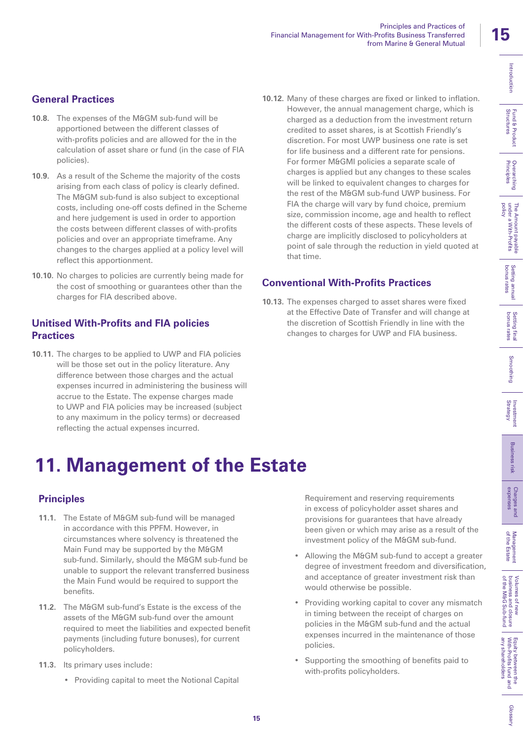### General Practices

**10.8.** The expenses of the M&GM sub-fund will be apportioned between the different classes of with-profits policies and are allowed for the in the calculation of asset share or fund (in the case of FIA policies).

**10.9.** As a result of the Scheme the majority of the costs arising from each class of policy is clearly defined. The M&GM sub-fund is also subject to exceptional costs, including one-off costs defined in the Scheme and here judgement is used in order to apportion the costs between different classes of with-profits policies and over an appropriate timeframe. Any changes to the charges applied at a policy level will reflect this apportionment.

**10.10.** No charges to policies are currently being made for the cost of smoothing or guarantees other than the charges for FIA described above.

### Unitised With-Profits and FIA policies Practices

**10.11.** The charges to be applied to UWP and FIA policies will be those set out in the policy literature. Any difference between those charges and the actual expenses incurred in administering the business will accrue to the Estate. The expense charges made to UWP and FIA policies may be increased (subject to any maximum in the policy terms) or decreased reflecting the actual expenses incurred.

**10.12.** Many of these charges are fixed or linked to inflation. However, the annual management charge, which is charged as a deduction from the investment return credited to asset shares, is at Scottish Friendly's discretion. For most UWP business one rate is set for life business and a different rate for pensions. For former M&GMI policies a separate scale of charges is applied but any changes to these scales will be linked to equivalent changes to charges for the rest of the M&GM sub-fund UWP business. For FIA the charge will vary by fund choice, premium size, commission income, age and health to reflect the different costs of these aspects. These levels of charge are implicitly disclosed to policyholders at point of sale through the reduction in yield quoted at that time.

### Conventional With-Profits Practices

**10.13.** The expenses charged to asset shares were fixed at the Effective Date of Transfer and will change at the discretion of Scottish Friendly in line with the changes to charges for UWP and FIA business.

# 11. Management of the Estate

### Principles

**11.1.** The Estate of M&GM sub-fund will be managed in accordance with this PPFM. However, in circumstances where solvency is threatened the Main Fund may be supported by the M&GM sub-fund. Similarly, should the M&GM sub-fund be unable to support the relevant transferred business the Main Fund would be required to support the benefits.

**11.2.** The M&GM sub-fund's Estate is the excess of the assets of the M&GM sub-fund over the amount required to meet the liabilities and expected benefit payments (including future bonuses), for current policyholders.

**11.3.** Its primary uses include:

- Providing capital to meet the Notional Capital Requirement and reserving requirements in excess of policyholder asset shares and provisions for guarantees that have already been given or which may arise as a result of the investment policy of the M&GM sub-fund.
- Allowing the M&GM sub-fund to accept a greater degree of investment freedom and diversification, and acceptance of greater investment risk than would otherwise be possible.
- Providing working capital to cover any mismatch in timing between the receipt of charges on policies in the M&GM sub-fund and the actual expenses incurred in the maintenance of those policies.
- Supporting the smoothing of benefits paid to with-profits policyholders.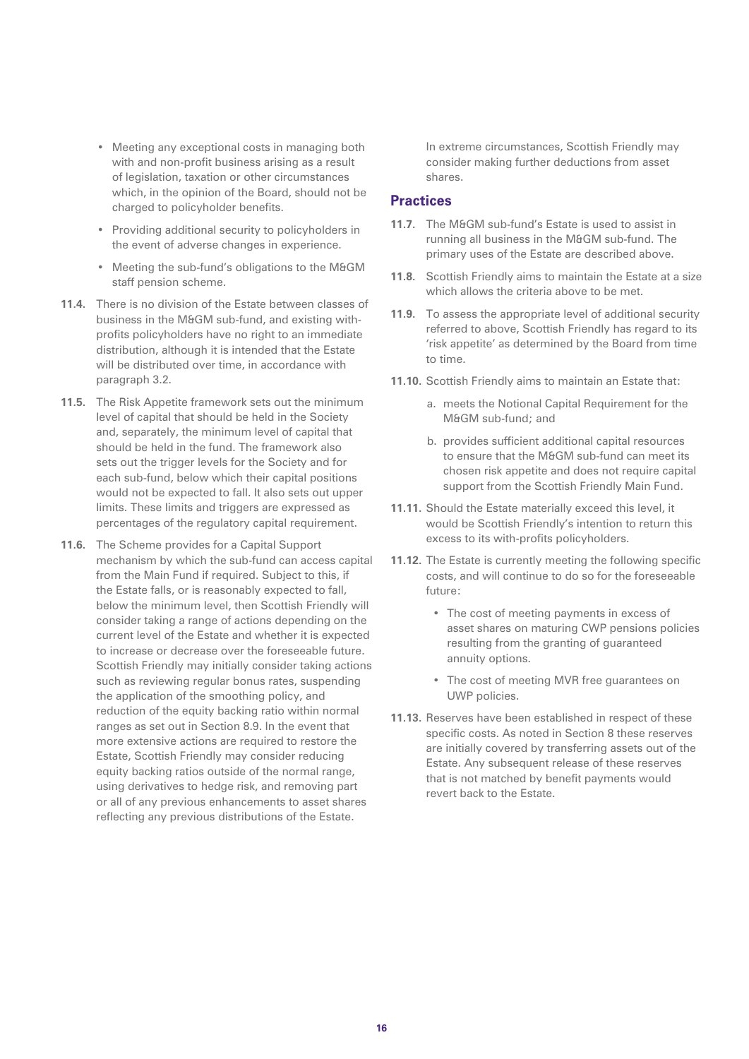- Meeting any exceptional costs in managing both with and non-profit business arising as a result of legislation, taxation or other circumstances which, in the opinion of the Board, should not be charged to policyholder benefits.
- Providing additional security to policyholders in the event of adverse changes in experience.
- Meeting the sub-fund's obligations to the M&GM staff pension scheme.

**11.4.** There is no division of the Estate between classes of business in the M&GM sub-fund, and existing with-profits policyholders have no right to an immediate distribution, although it is intended that the Estate will be distributed over time, in accordance with paragraph 3.2.

**11.5.** The Risk Appetite framework sets out the minimum level of capital that should be held in the Society and, separately, the minimum level of capital that should be held in the fund. The framework also sets out the trigger levels for the Society and for each sub-fund, below which their capital positions would not be expected to fall. It also sets out upper limits. These limits and triggers are expressed as percentages of the regulatory capital requirement.

**11.6.** The Scheme provides for a Capital Support mechanism by which the sub-fund can access capital from the Main Fund if required. Subject to this, if the Estate falls, or is reasonably expected to fall, below the minimum level, then Scottish Friendly will consider taking a range of actions depending on the current level of the Estate and whether it is expected to increase or decrease over the foreseeable future. Scottish Friendly may initially consider taking actions such as reviewing regular bonus rates, suspending the application of the smoothing policy, and reduction of the equity backing ratio within normal ranges as set out in Section 8.9. In the event that more extensive actions are required to restore the Estate, Scottish Friendly may consider reducing equity backing ratios outside of the normal range, using derivatives to hedge risk, and removing part or all of any previous enhancements to asset shares reflecting any previous distributions of the Estate.

In extreme circumstances, Scottish Friendly may consider making further deductions from asset shares.

## Practices

**11.7.** The M&GM sub-fund's Estate is used to assist in running all business in the M&GM sub-fund. The primary uses of the Estate are described above.

**11.8.** Scottish Friendly aims to maintain the Estate at a size which allows the criteria above to be met.

**11.9.** To assess the appropriate level of additional security referred to above, Scottish Friendly has regard to its 'risk appetite' as determined by the Board from time to time.

**11.10.** Scottish Friendly aims to maintain an Estate that:

a. meets the Notional Capital Requirement for the M&GM sub-fund; and

b. provides sufficient additional capital resources to ensure that the M&GM sub-fund can meet its chosen risk appetite and does not require capital support from the Scottish Friendly Main Fund.

**11.11.** Should the Estate materially exceed this level, it would be Scottish Friendly's intention to return this excess to its with-profits policyholders.

**11.12.** The Estate is currently meeting the following specific costs, and will continue to do so for the foreseeable future:

- The cost of meeting payments in excess of asset shares on maturing CWP pensions policies resulting from the granting of guaranteed annuity options.
- The cost of meeting MVR free guarantees on UWP policies.

**11.13.** Reserves have been established in respect of these specific costs. As noted in Section 8 these reserves are initially covered by transferring assets out of the Estate. Any subsequent release of these reserves that is not matched by benefit payments would revert back to the Estate.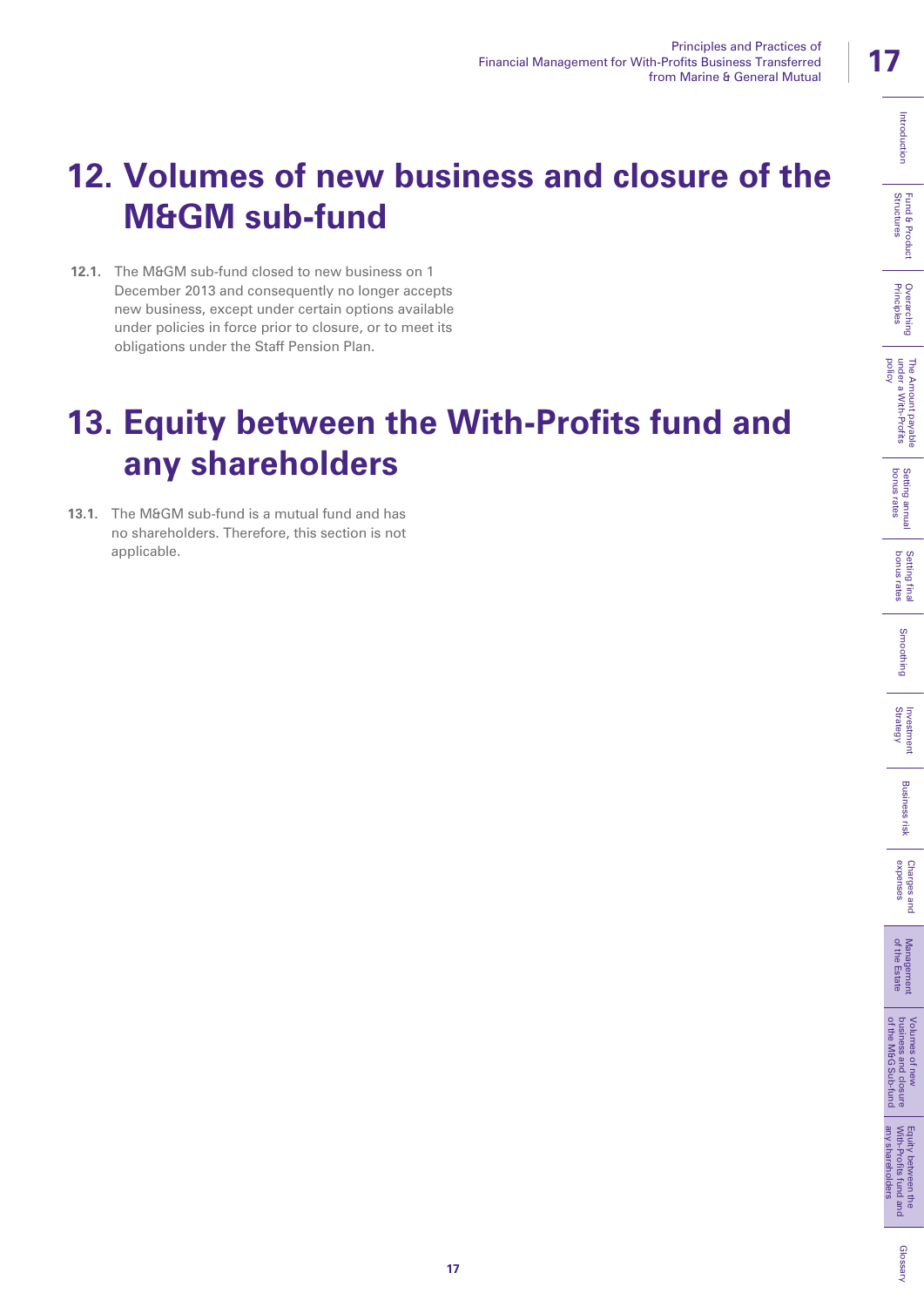# 12. Volumes of new business and closure of the M&GM sub-fund

**12.1.** The M&GM sub-fund closed to new business on 1 December 2013 and consequently no longer accepts new business, except under certain options available under policies in force prior to closure, or to meet its obligations under the Staff Pension Plan.

# 13. Equity between the With-Profits fund and any shareholders

**13.1.** The M&GM sub-fund is a mutual fund and has no shareholders. Therefore, this section is not applicable.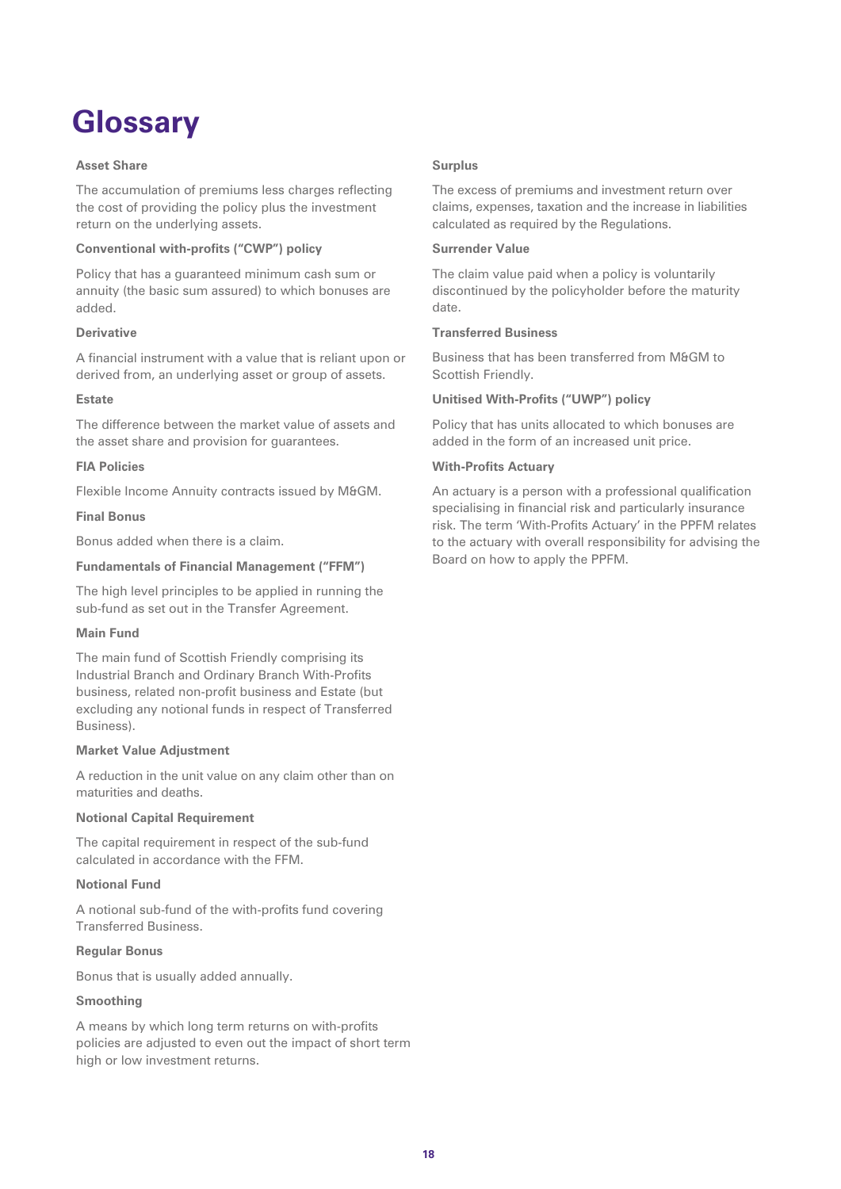# Glossary

**Asset Share**

The accumulation of premiums less charges reflecting the cost of providing the policy plus the investment return on the underlying assets.

**Conventional with-profits ("CWP") policy**

Policy that has a guaranteed minimum cash sum or annuity (the basic sum assured) to which bonuses are added.

**Derivative**

A financial instrument with a value that is reliant upon or derived from, an underlying asset or group of assets.

**Estate**

The difference between the market value of assets and the asset share and provision for guarantees.

**FIA Policies**

Flexible Income Annuity contracts issued by M&GM.

**Final Bonus**

Bonus added when there is a claim.

**Fundamentals of Financial Management ("FFM")**

The high level principles to be applied in running the sub-fund as set out in the Transfer Agreement.

**Main Fund**

The main fund of Scottish Friendly comprising its Industrial Branch and Ordinary Branch With-Profits business, related non-profit business and Estate (but excluding any notional funds in respect of Transferred Business).

**Market Value Adjustment**

A reduction in the unit value on any claim other than on maturities and deaths.

**Notional Capital Requirement**

The capital requirement in respect of the sub-fund calculated in accordance with the FFM.

**Notional Fund**

A notional sub-fund of the with-profits fund covering Transferred Business.

**Regular Bonus**

Bonus that is usually added annually.

**Smoothing**

A means by which long term returns on with-profits policies are adjusted to even out the impact of short term high or low investment returns.

**Surplus**

The excess of premiums and investment return over claims, expenses, taxation and the increase in liabilities calculated as required by the Regulations.

**Surrender Value**

The claim value paid when a policy is voluntarily discontinued by the policyholder before the maturity date.

**Transferred Business**

Business that has been transferred from M&GM to Scottish Friendly.

**Unitised With-Profits ("UWP") policy**

Policy that has units allocated to which bonuses are added in the form of an increased unit price.

**With-Profits Actuary**

An actuary is a person with a professional qualification specialising in financial risk and particularly insurance risk. The term 'With-Profits Actuary' in the PPFM relates to the actuary with overall responsibility for advising the Board on how to apply the PPFM.